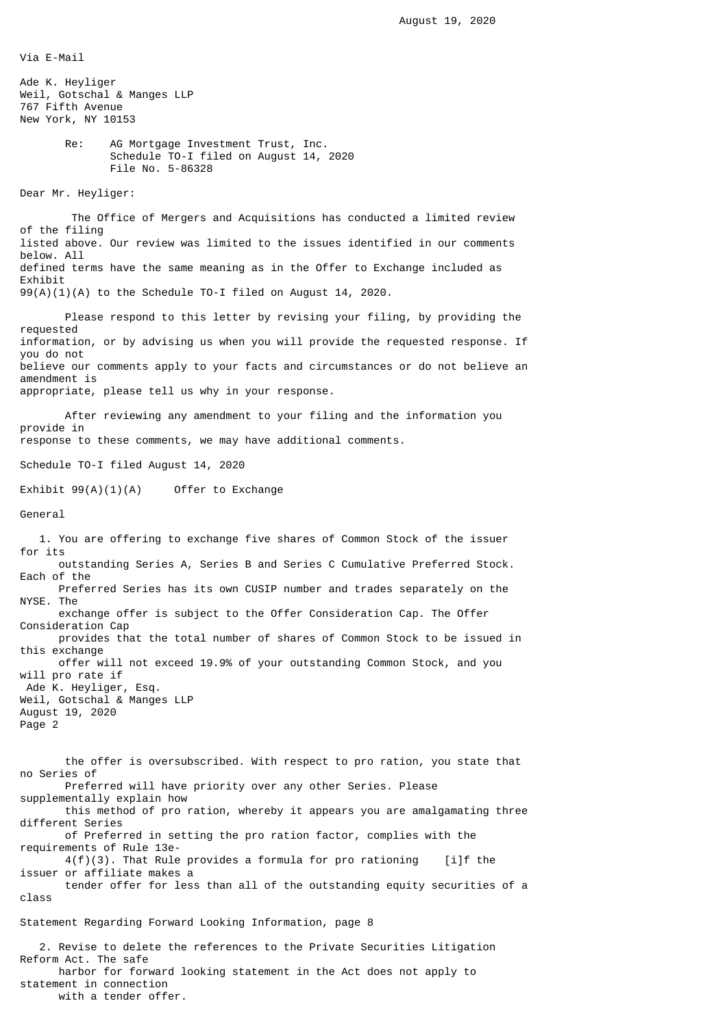August 19, 2020

Via E-Mail

Ade K. Heyliger
Weil, Gotschal & Manges LLP
767 Fifth Avenue
New York, NY 10153

Re: AG Mortgage Investment Trust, Inc.
Schedule TO-I filed on August 14, 2020
File No. 5-86328

Dear Mr. Heyliger:

The Office of Mergers and Acquisitions has conducted a limited review of the filing listed above. Our review was limited to the issues identified in our comments below. All defined terms have the same meaning as in the Offer to Exchange included as Exhibit 99(A)(1)(A) to the Schedule TO-I filed on August 14, 2020.

Please respond to this letter by revising your filing, by providing the requested information, or by advising us when you will provide the requested response. If you do not believe our comments apply to your facts and circumstances or do not believe an amendment is appropriate, please tell us why in your response.

After reviewing any amendment to your filing and the information you provide in response to these comments, we may have additional comments.

Schedule TO-I filed August 14, 2020

Exhibit 99(A)(1)(A) Offer to Exchange

General

1. You are offering to exchange five shares of Common Stock of the issuer for its outstanding Series A, Series B and Series C Cumulative Preferred Stock. Each of the Preferred Series has its own CUSIP number and trades separately on the NYSE. The exchange offer is subject to the Offer Consideration Cap. The Offer Consideration Cap provides that the total number of shares of Common Stock to be issued in this exchange offer will not exceed 19.9% of your outstanding Common Stock, and you will pro rate if the offer is oversubscribed. With respect to pro ration, you state that no Series of Preferred will have priority over any other Series. Please supplementally explain how this method of pro ration, whereby it appears you are amalgamating three different Series of Preferred in setting the pro ration factor, complies with the requirements of Rule 13e-4(f)(3). That Rule provides a formula for pro rationing [i]f the issuer or affiliate makes a tender offer for less than all of the outstanding equity securities of a class

Statement Regarding Forward Looking Information, page 8

2. Revise to delete the references to the Private Securities Litigation Reform Act. The safe harbor for forward looking statement in the Act does not apply to statement in connection with a tender offer.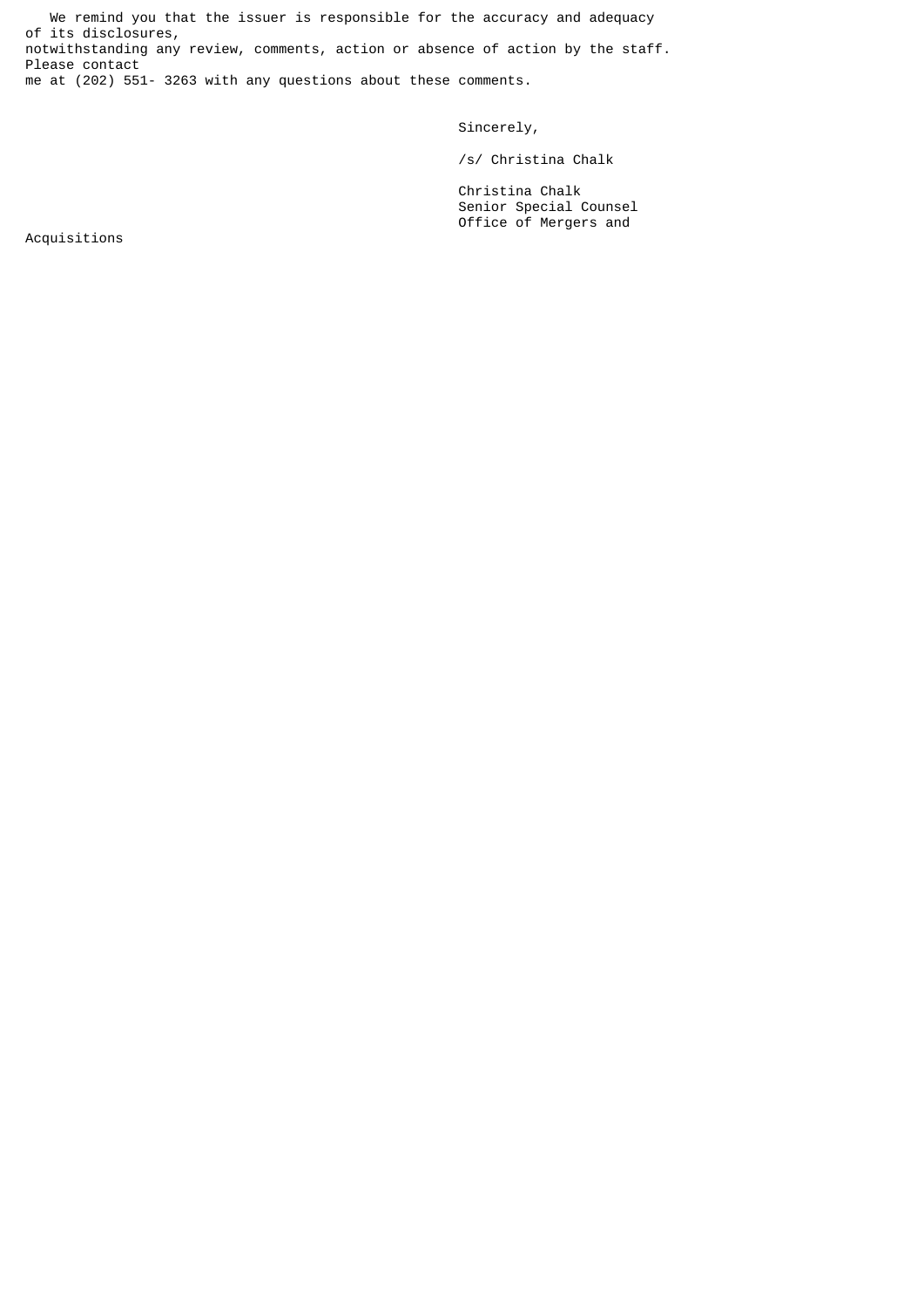We remind you that the issuer is responsible for the accuracy and adequacy of its disclosures, notwithstanding any review, comments, action or absence of action by the staff. Please contact me at (202) 551- 3263 with any questions about these comments.

Sincerely,

/s/ Christina Chalk

Christina Chalk
Senior Special Counsel
Office of Mergers and Acquisitions